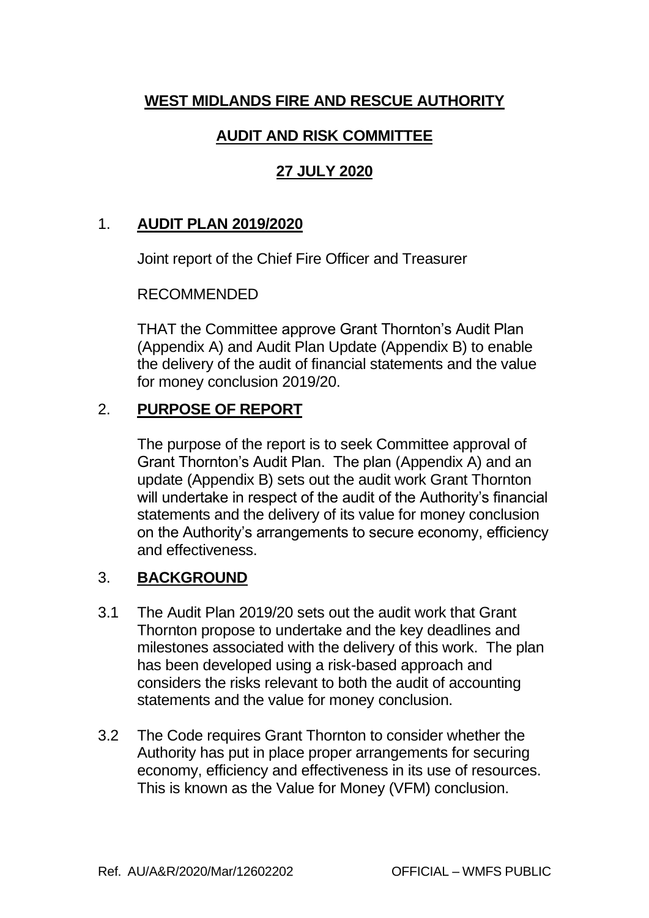# WEST MIDLANDS FIRE AND RESCUE AUTHORITY

## AUDIT AND RISK COMMITTEE

## 27 JULY 2020

1. **AUDIT PLAN 2019/2020**

   Joint report of the Chief Fire Officer and Treasurer

   RECOMMENDED

   THAT the Committee approve Grant Thornton's Audit Plan (Appendix A) and Audit Plan Update (Appendix B) to enable the delivery of the audit of financial statements and the value for money conclusion 2019/20.

2. **PURPOSE OF REPORT**

   The purpose of the report is to seek Committee approval of Grant Thornton's Audit Plan. The plan (Appendix A) and an update (Appendix B) sets out the audit work Grant Thornton will undertake in respect of the audit of the Authority's financial statements and the delivery of its value for money conclusion on the Authority's arrangements to secure economy, efficiency and effectiveness.

3. **BACKGROUND**

3.1 The Audit Plan 2019/20 sets out the audit work that Grant Thornton propose to undertake and the key deadlines and milestones associated with the delivery of this work. The plan has been developed using a risk-based approach and considers the risks relevant to both the audit of accounting statements and the value for money conclusion.

3.2 The Code requires Grant Thornton to consider whether the Authority has put in place proper arrangements for securing economy, efficiency and effectiveness in its use of resources. This is known as the Value for Money (VFM) conclusion.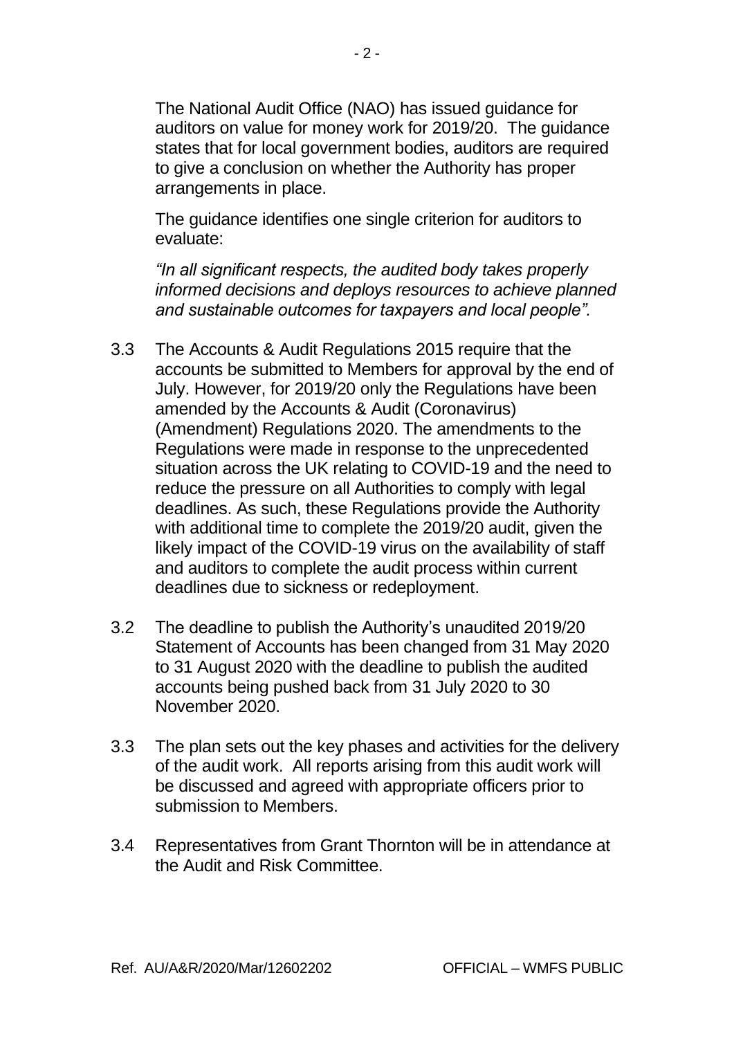The National Audit Office (NAO) has issued guidance for auditors on value for money work for 2019/20. The guidance states that for local government bodies, auditors are required to give a conclusion on whether the Authority has proper arrangements in place.

The guidance identifies one single criterion for auditors to evaluate:

*"In all significant respects, the audited body takes properly informed decisions and deploys resources to achieve planned and sustainable outcomes for taxpayers and local people".*

3.3 The Accounts & Audit Regulations 2015 require that the accounts be submitted to Members for approval by the end of July. However, for 2019/20 only the Regulations have been amended by the Accounts & Audit (Coronavirus) (Amendment) Regulations 2020. The amendments to the Regulations were made in response to the unprecedented situation across the UK relating to COVID-19 and the need to reduce the pressure on all Authorities to comply with legal deadlines. As such, these Regulations provide the Authority with additional time to complete the 2019/20 audit, given the likely impact of the COVID-19 virus on the availability of staff and auditors to complete the audit process within current deadlines due to sickness or redeployment.

3.2 The deadline to publish the Authority's unaudited 2019/20 Statement of Accounts has been changed from 31 May 2020 to 31 August 2020 with the deadline to publish the audited accounts being pushed back from 31 July 2020 to 30 November 2020.

3.3 The plan sets out the key phases and activities for the delivery of the audit work. All reports arising from this audit work will be discussed and agreed with appropriate officers prior to submission to Members.

3.4 Representatives from Grant Thornton will be in attendance at the Audit and Risk Committee.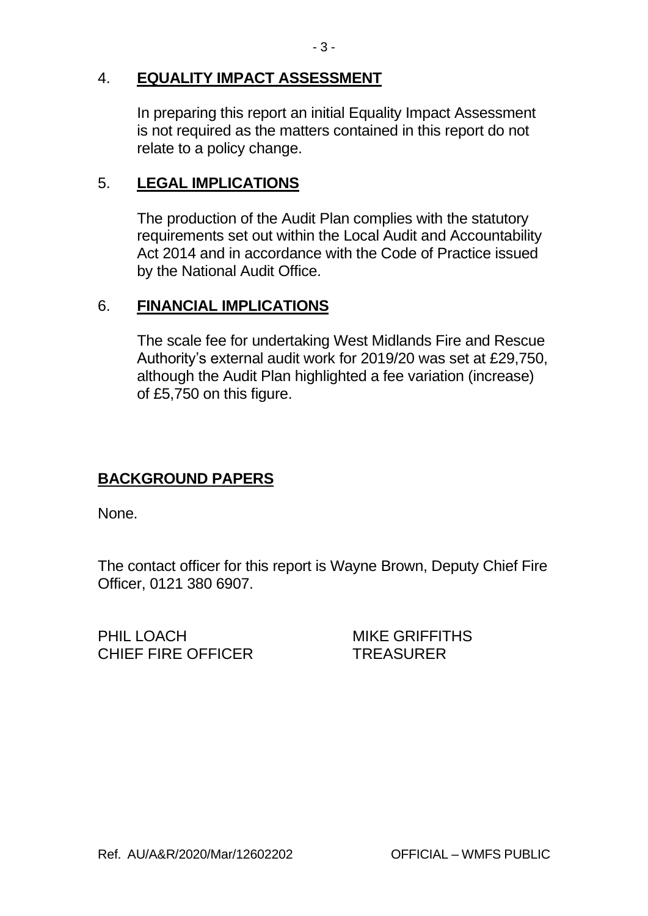## 4. **EQUALITY IMPACT ASSESSMENT**

In preparing this report an initial Equality Impact Assessment is not required as the matters contained in this report do not relate to a policy change.

## 5. **LEGAL IMPLICATIONS**

The production of the Audit Plan complies with the statutory requirements set out within the Local Audit and Accountability Act 2014 and in accordance with the Code of Practice issued by the National Audit Office.

## 6. **FINANCIAL IMPLICATIONS**

The scale fee for undertaking West Midlands Fire and Rescue Authority's external audit work for 2019/20 was set at £29,750, although the Audit Plan highlighted a fee variation (increase) of £5,750 on this figure.

## **BACKGROUND PAPERS**

None.

The contact officer for this report is Wayne Brown, Deputy Chief Fire Officer, 0121 380 6907.

PHIL LOACH
CHIEF FIRE OFFICER

MIKE GRIFFITHS
TREASURER

Ref. AU/A&R/2020/Mar/12602202

OFFICIAL – WMFS PUBLIC